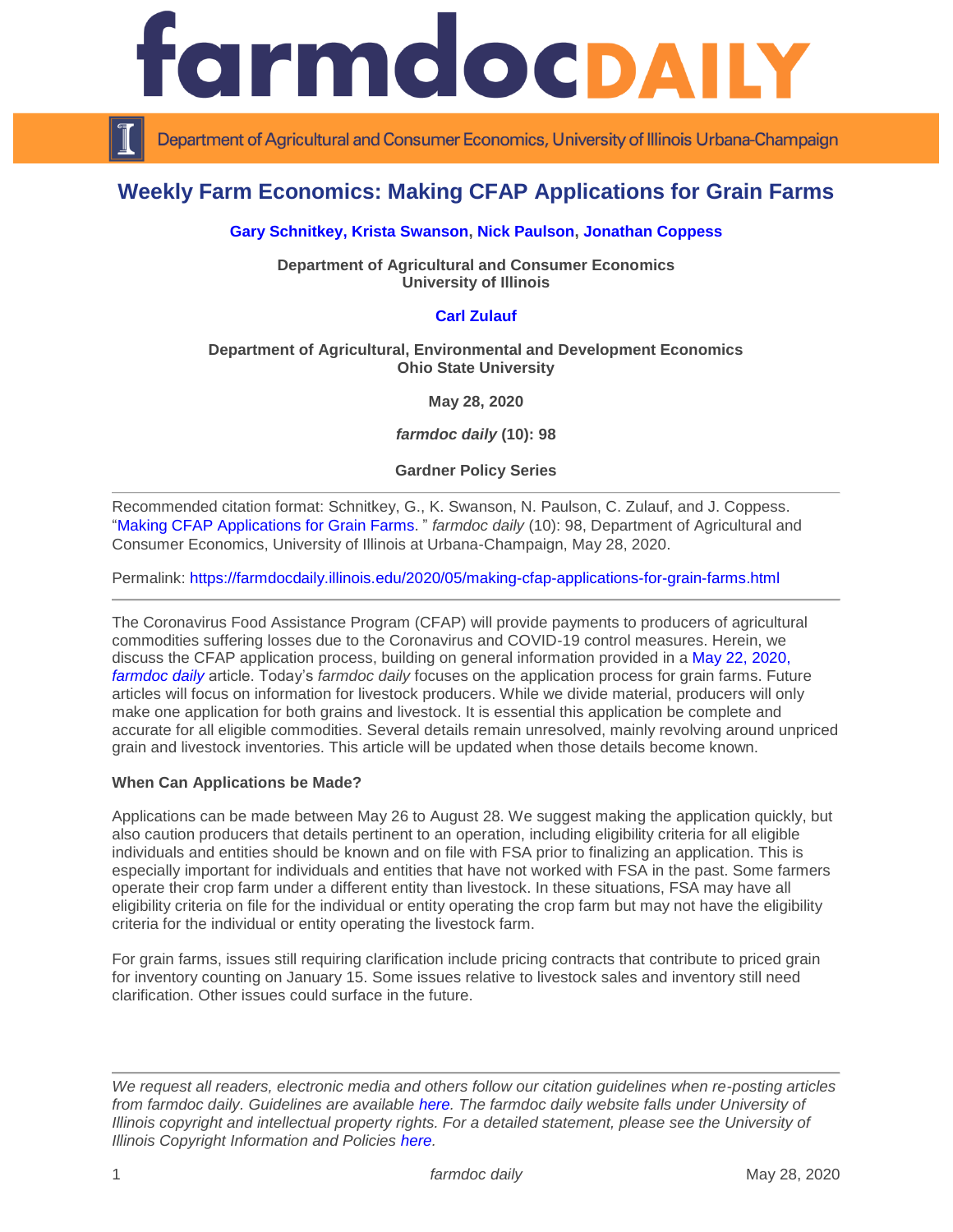# farmdoc DAILY

Department of Agricultural and Consumer Economics, University of Illinois Urbana-Champaign

## Weekly Farm Economics: Making CFAP Applications for Grain Farms

**Gary Schnitkey, Krista Swanson, Nick Paulson, Jonathan Coppess**

**Department of Agricultural and Consumer Economics**
**University of Illinois**

**Carl Zulauf**

**Department of Agricultural, Environmental and Development Economics**
**Ohio State University**

**May 28, 2020**

***farmdoc daily* (10): 98**

**Gardner Policy Series**

---

Recommended citation format: Schnitkey, G., K. Swanson, N. Paulson, C. Zulauf, and J. Coppess. "Making CFAP Applications for Grain Farms." *farmdoc daily* (10): 98, Department of Agricultural and Consumer Economics, University of Illinois at Urbana-Champaign, May 28, 2020.

Permalink: https://farmdocdaily.illinois.edu/2020/05/making-cfap-applications-for-grain-farms.html

---

The Coronavirus Food Assistance Program (CFAP) will provide payments to producers of agricultural commodities suffering losses due to the Coronavirus and COVID-19 control measures. Herein, we discuss the CFAP application process, building on general information provided in a May 22, 2020, *farmdoc daily* article. Today's *farmdoc daily* focuses on the application process for grain farms. Future articles will focus on information for livestock producers. While we divide material, producers will only make one application for both grains and livestock. It is essential this application be complete and accurate for all eligible commodities. Several details remain unresolved, mainly revolving around unpriced grain and livestock inventories. This article will be updated when those details become known.

**When Can Applications be Made?**

Applications can be made between May 26 to August 28. We suggest making the application quickly, but also caution producers that details pertinent to an operation, including eligibility criteria for all eligible individuals and entities should be known and on file with FSA prior to finalizing an application. This is especially important for individuals and entities that have not worked with FSA in the past. Some farmers operate their crop farm under a different entity than livestock. In these situations, FSA may have all eligibility criteria on file for the individual or entity operating the crop farm but may not have the eligibility criteria for the individual or entity operating the livestock farm.

For grain farms, issues still requiring clarification include pricing contracts that contribute to priced grain for inventory counting on January 15. Some issues relative to livestock sales and inventory still need clarification. Other issues could surface in the future.

---

*We request all readers, electronic media and others follow our citation guidelines when re-posting articles from farmdoc daily. Guidelines are available here. The farmdoc daily website falls under University of Illinois copyright and intellectual property rights. For a detailed statement, please see the University of Illinois Copyright Information and Policies here.*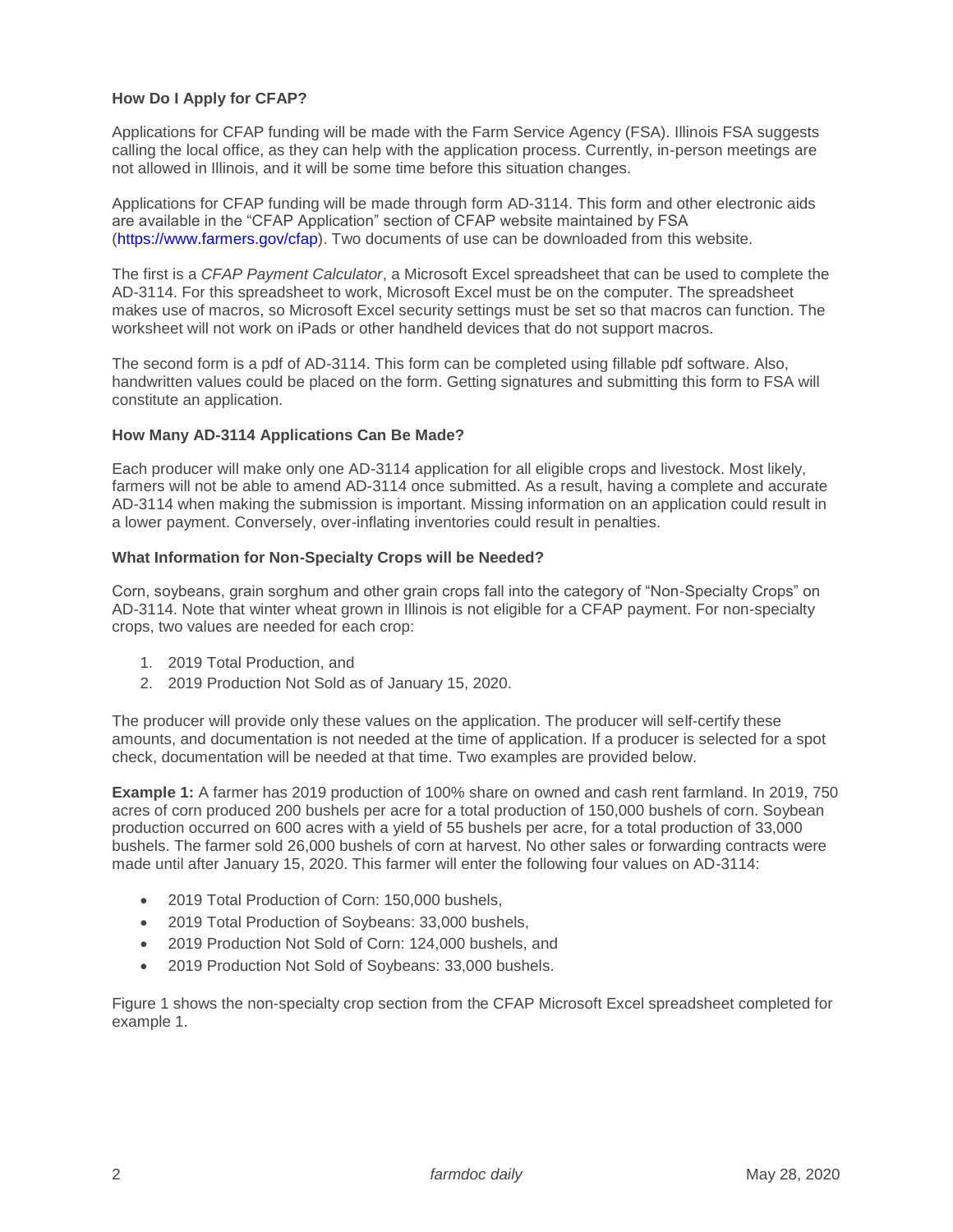**How Do I Apply for CFAP?**

Applications for CFAP funding will be made with the Farm Service Agency (FSA). Illinois FSA suggests calling the local office, as they can help with the application process. Currently, in-person meetings are not allowed in Illinois, and it will be some time before this situation changes.

Applications for CFAP funding will be made through form AD-3114. This form and other electronic aids are available in the "CFAP Application" section of CFAP website maintained by FSA (https://www.farmers.gov/cfap). Two documents of use can be downloaded from this website.

The first is a *CFAP Payment Calculator*, a Microsoft Excel spreadsheet that can be used to complete the AD-3114. For this spreadsheet to work, Microsoft Excel must be on the computer. The spreadsheet makes use of macros, so Microsoft Excel security settings must be set so that macros can function. The worksheet will not work on iPads or other handheld devices that do not support macros.

The second form is a pdf of AD-3114. This form can be completed using fillable pdf software. Also, handwritten values could be placed on the form. Getting signatures and submitting this form to FSA will constitute an application.

**How Many AD-3114 Applications Can Be Made?**

Each producer will make only one AD-3114 application for all eligible crops and livestock. Most likely, farmers will not be able to amend AD-3114 once submitted. As a result, having a complete and accurate AD-3114 when making the submission is important. Missing information on an application could result in a lower payment. Conversely, over-inflating inventories could result in penalties.

**What Information for Non-Specialty Crops will be Needed?**

Corn, soybeans, grain sorghum and other grain crops fall into the category of "Non-Specialty Crops" on AD-3114. Note that winter wheat grown in Illinois is not eligible for a CFAP payment. For non-specialty crops, two values are needed for each crop:

1. 2019 Total Production, and
2. 2019 Production Not Sold as of January 15, 2020.

The producer will provide only these values on the application. The producer will self-certify these amounts, and documentation is not needed at the time of application. If a producer is selected for a spot check, documentation will be needed at that time. Two examples are provided below.

**Example 1:** A farmer has 2019 production of 100% share on owned and cash rent farmland. In 2019, 750 acres of corn produced 200 bushels per acre for a total production of 150,000 bushels of corn. Soybean production occurred on 600 acres with a yield of 55 bushels per acre, for a total production of 33,000 bushels. The farmer sold 26,000 bushels of corn at harvest. No other sales or forwarding contracts were made until after January 15, 2020. This farmer will enter the following four values on AD-3114:

- 2019 Total Production of Corn: 150,000 bushels,
- 2019 Total Production of Soybeans: 33,000 bushels,
- 2019 Production Not Sold of Corn: 124,000 bushels, and
- 2019 Production Not Sold of Soybeans: 33,000 bushels.

Figure 1 shows the non-specialty crop section from the CFAP Microsoft Excel spreadsheet completed for example 1.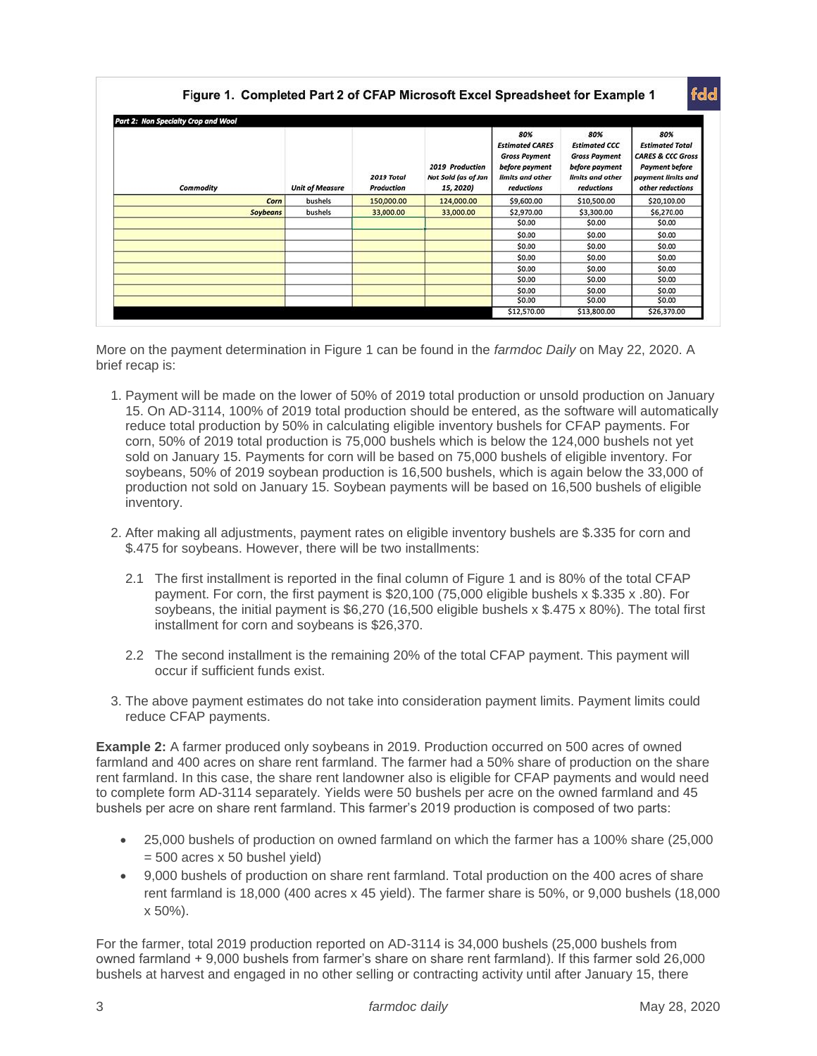**Figure 1. Completed Part 2 of CFAP Microsoft Excel Spreadsheet for Example 1**

*Part 2: Non Specialty Crop and Wool*

| Commodity | Unit of Measure | 2019 Total Production | 2019 Production Not Sold (as of Jan 15, 2020) | 80% Estimated CARES Gross Payment before payment limits and other reductions | 80% Estimated CCC Gross Payment before payment limits and other reductions | 80% Estimated Total CARES & CCC Gross Payment before payment limits and other reductions |
|---|---|---|---|---|---|---|
| Corn | bushels | 150,000.00 | 124,000.00 | $9,600.00 | $10,500.00 | $20,100.00 |
| Soybeans | bushels | 33,000.00 | 33,000.00 | $2,970.00 | $3,300.00 | $6,270.00 |
| | | | | $0.00 | $0.00 | $0.00 |
| | | | | $0.00 | $0.00 | $0.00 |
| | | | | $0.00 | $0.00 | $0.00 |
| | | | | $0.00 | $0.00 | $0.00 |
| | | | | $0.00 | $0.00 | $0.00 |
| | | | | $0.00 | $0.00 | $0.00 |
| | | | | $0.00 | $0.00 | $0.00 |
| | | | | $0.00 | $0.00 | $0.00 |
| | | | | $12,570.00 | $13,800.00 | $26,370.00 |

More on the payment determination in Figure 1 can be found in the *farmdoc Daily* on May 22, 2020. A brief recap is:

1. Payment will be made on the lower of 50% of 2019 total production or unsold production on January 15. On AD-3114, 100% of 2019 total production should be entered, as the software will automatically reduce total production by 50% in calculating eligible inventory bushels for CFAP payments. For corn, 50% of 2019 total production is 75,000 bushels which is below the 124,000 bushels not yet sold on January 15. Payments for corn will be based on 75,000 bushels of eligible inventory. For soybeans, 50% of 2019 soybean production is 16,500 bushels, which is again below the 33,000 of production not sold on January 15. Soybean payments will be based on 16,500 bushels of eligible inventory.

2. After making all adjustments, payment rates on eligible inventory bushels are $.335 for corn and $.475 for soybeans. However, there will be two installments:

   2.1 The first installment is reported in the final column of Figure 1 and is 80% of the total CFAP payment. For corn, the first payment is $20,100 (75,000 eligible bushels x $.335 x .80). For soybeans, the initial payment is $6,270 (16,500 eligible bushels x $.475 x 80%). The total first installment for corn and soybeans is $26,370.

   2.2 The second installment is the remaining 20% of the total CFAP payment. This payment will occur if sufficient funds exist.

3. The above payment estimates do not take into consideration payment limits. Payment limits could reduce CFAP payments.

**Example 2:** A farmer produced only soybeans in 2019. Production occurred on 500 acres of owned farmland and 400 acres on share rent farmland. The farmer had a 50% share of production on the share rent farmland. In this case, the share rent landowner also is eligible for CFAP payments and would need to complete form AD-3114 separately. Yields were 50 bushels per acre on the owned farmland and 45 bushels per acre on share rent farmland. This farmer's 2019 production is composed of two parts:

- 25,000 bushels of production on owned farmland on which the farmer has a 100% share (25,000 = 500 acres x 50 bushel yield)
- 9,000 bushels of production on share rent farmland. Total production on the 400 acres of share rent farmland is 18,000 (400 acres x 45 yield). The farmer share is 50%, or 9,000 bushels (18,000 x 50%).

For the farmer, total 2019 production reported on AD-3114 is 34,000 bushels (25,000 bushels from owned farmland + 9,000 bushels from farmer's share on share rent farmland). If this farmer sold 26,000 bushels at harvest and engaged in no other selling or contracting activity until after January 15, there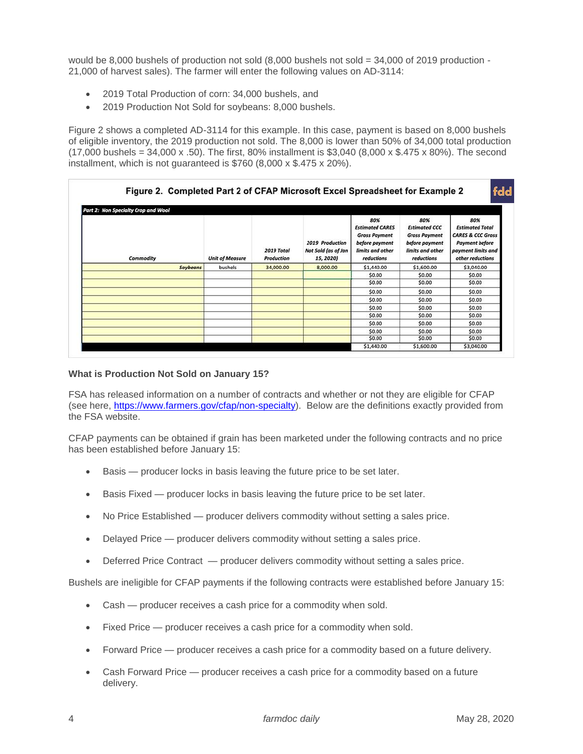would be 8,000 bushels of production not sold (8,000 bushels not sold = 34,000 of 2019 production - 21,000 of harvest sales). The farmer will enter the following values on AD-3114:

- 2019 Total Production of corn: 34,000 bushels, and
- 2019 Production Not Sold for soybeans: 8,000 bushels.

Figure 2 shows a completed AD-3114 for this example. In this case, payment is based on 8,000 bushels of eligible inventory, the 2019 production not sold. The 8,000 is lower than 50% of 34,000 total production (17,000 bushels = 34,000 x .50). The first, 80% installment is $3,040 (8,000 x $.475 x 80%). The second installment, which is not guaranteed is $760 (8,000 x $.475 x 20%).

**Figure 2. Completed Part 2 of CFAP Microsoft Excel Spreadsheet for Example 2**

*Part 2: Non Specialty Crop and Wool*

| Commodity | Unit of Measure | 2019 Total Production | 2019 Production Not Sold (as of Jan 15, 2020) | 80% Estimated CARES Gross Payment before payment limits and other reductions | 80% Estimated CCC Gross Payment before payment limits and other reductions | 80% Estimated Total CARES & CCC Gross Payment before payment limits and other reductions |
|---|---|---|---|---|---|---|
| Soybeans | bushels | 34,000.00 | 8,000.00 | $1,440.00 | $1,600.00 | $3,040.00 |
| | | | | $0.00 | $0.00 | $0.00 |
| | | | | $0.00 | $0.00 | $0.00 |
| | | | | $0.00 | $0.00 | $0.00 |
| | | | | $0.00 | $0.00 | $0.00 |
| | | | | $0.00 | $0.00 | $0.00 |
| | | | | $0.00 | $0.00 | $0.00 |
| | | | | $0.00 | $0.00 | $0.00 |
| | | | | $0.00 | $0.00 | $0.00 |
| | | | | $0.00 | $0.00 | $0.00 |
| | | | | $1,440.00 | $1,600.00 | $3,040.00 |

**What is Production Not Sold on January 15?**

FSA has released information on a number of contracts and whether or not they are eligible for CFAP (see here, https://www.farmers.gov/cfap/non-specialty). Below are the definitions exactly provided from the FSA website.

CFAP payments can be obtained if grain has been marketed under the following contracts and no price has been established before January 15:

- Basis — producer locks in basis leaving the future price to be set later.
- Basis Fixed — producer locks in basis leaving the future price to be set later.
- No Price Established — producer delivers commodity without setting a sales price.
- Delayed Price — producer delivers commodity without setting a sales price.
- Deferred Price Contract — producer delivers commodity without setting a sales price.

Bushels are ineligible for CFAP payments if the following contracts were established before January 15:

- Cash — producer receives a cash price for a commodity when sold.
- Fixed Price — producer receives a cash price for a commodity when sold.
- Forward Price — producer receives a cash price for a commodity based on a future delivery.
- Cash Forward Price — producer receives a cash price for a commodity based on a future delivery.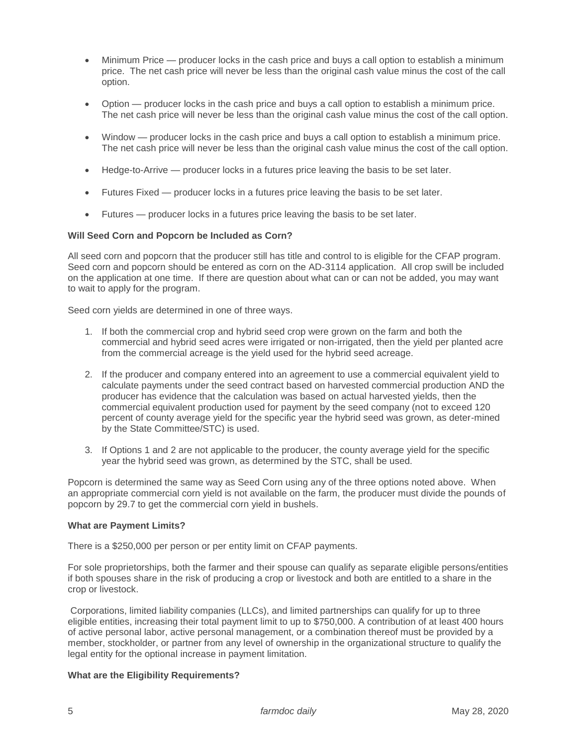- Minimum Price — producer locks in the cash price and buys a call option to establish a minimum price. The net cash price will never be less than the original cash value minus the cost of the call option.
- Option — producer locks in the cash price and buys a call option to establish a minimum price. The net cash price will never be less than the original cash value minus the cost of the call option.
- Window — producer locks in the cash price and buys a call option to establish a minimum price. The net cash price will never be less than the original cash value minus the cost of the call option.
- Hedge-to-Arrive — producer locks in a futures price leaving the basis to be set later.
- Futures Fixed — producer locks in a futures price leaving the basis to be set later.
- Futures — producer locks in a futures price leaving the basis to be set later.

**Will Seed Corn and Popcorn be Included as Corn?**

All seed corn and popcorn that the producer still has title and control to is eligible for the CFAP program. Seed corn and popcorn should be entered as corn on the AD-3114 application. All crop swill be included on the application at one time. If there are question about what can or can not be added, you may want to wait to apply for the program.

Seed corn yields are determined in one of three ways.

1. If both the commercial crop and hybrid seed crop were grown on the farm and both the commercial and hybrid seed acres were irrigated or non-irrigated, then the yield per planted acre from the commercial acreage is the yield used for the hybrid seed acreage.
2. If the producer and company entered into an agreement to use a commercial equivalent yield to calculate payments under the seed contract based on harvested commercial production AND the producer has evidence that the calculation was based on actual harvested yields, then the commercial equivalent production used for payment by the seed company (not to exceed 120 percent of county average yield for the specific year the hybrid seed was grown, as deter-mined by the State Committee/STC) is used.
3. If Options 1 and 2 are not applicable to the producer, the county average yield for the specific year the hybrid seed was grown, as determined by the STC, shall be used.

Popcorn is determined the same way as Seed Corn using any of the three options noted above. When an appropriate commercial corn yield is not available on the farm, the producer must divide the pounds of popcorn by 29.7 to get the commercial corn yield in bushels.

**What are Payment Limits?**

There is a $250,000 per person or per entity limit on CFAP payments.

For sole proprietorships, both the farmer and their spouse can qualify as separate eligible persons/entities if both spouses share in the risk of producing a crop or livestock and both are entitled to a share in the crop or livestock.

Corporations, limited liability companies (LLCs), and limited partnerships can qualify for up to three eligible entities, increasing their total payment limit to up to $750,000. A contribution of at least 400 hours of active personal labor, active personal management, or a combination thereof must be provided by a member, stockholder, or partner from any level of ownership in the organizational structure to qualify the legal entity for the optional increase in payment limitation.

**What are the Eligibility Requirements?**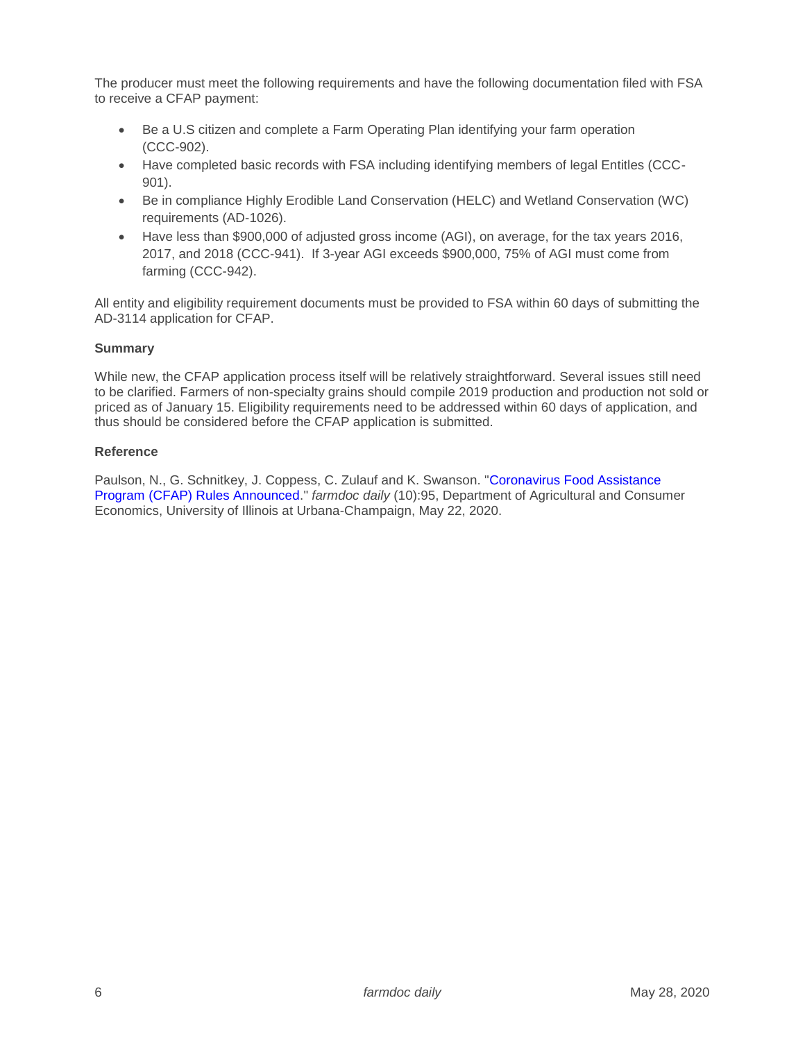The producer must meet the following requirements and have the following documentation filed with FSA to receive a CFAP payment:

- Be a U.S citizen and complete a Farm Operating Plan identifying your farm operation (CCC-902).
- Have completed basic records with FSA including identifying members of legal Entitles (CCC-901).
- Be in compliance Highly Erodible Land Conservation (HELC) and Wetland Conservation (WC) requirements (AD-1026).
- Have less than $900,000 of adjusted gross income (AGI), on average, for the tax years 2016, 2017, and 2018 (CCC-941). If 3-year AGI exceeds $900,000, 75% of AGI must come from farming (CCC-942).

All entity and eligibility requirement documents must be provided to FSA within 60 days of submitting the AD-3114 application for CFAP.

**Summary**

While new, the CFAP application process itself will be relatively straightforward. Several issues still need to be clarified. Farmers of non-specialty grains should compile 2019 production and production not sold or priced as of January 15. Eligibility requirements need to be addressed within 60 days of application, and thus should be considered before the CFAP application is submitted.

**Reference**

Paulson, N., G. Schnitkey, J. Coppess, C. Zulauf and K. Swanson. "Coronavirus Food Assistance Program (CFAP) Rules Announced." *farmdoc daily* (10):95, Department of Agricultural and Consumer Economics, University of Illinois at Urbana-Champaign, May 22, 2020.